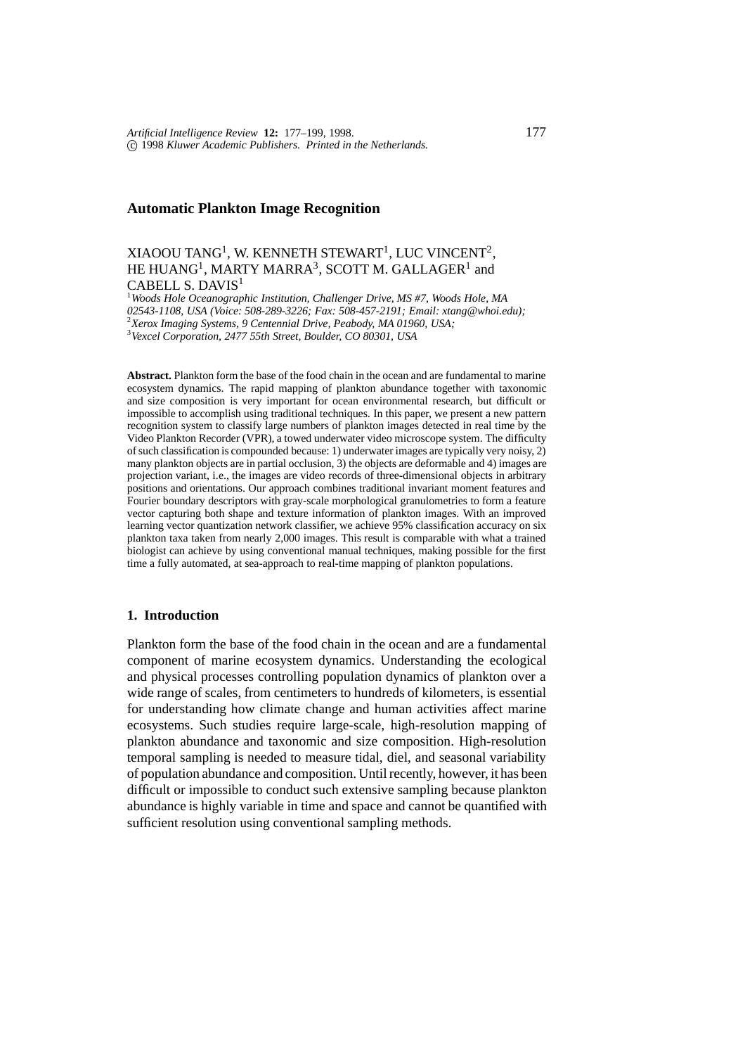# Automatic Plankton Image Recognition

XIAOOU TANG[1], W. KENNETH STEWART[1], LUC VINCENT[2], HE HUANG[1], MARTY MARRA[3], SCOTT M. GALLAGER[1] and CABELL S. DAVIS[1]

[1]*Woods Hole Oceanographic Institution, Challenger Drive, MS #7, Woods Hole, MA 02543-1108, USA (Voice: 508-289-3226; Fax: 508-457-2191; Email: xtang@whoi.edu);*
[2]*Xerox Imaging Systems, 9 Centennial Drive, Peabody, MA 01960, USA;*
[3]*Vexcel Corporation, 2477 55th Street, Boulder, CO 80301, USA*

**Abstract.** Plankton form the base of the food chain in the ocean and are fundamental to marine ecosystem dynamics. The rapid mapping of plankton abundance together with taxonomic and size composition is very important for ocean environmental research, but difficult or impossible to accomplish using traditional techniques. In this paper, we present a new pattern recognition system to classify large numbers of plankton images detected in real time by the Video Plankton Recorder (VPR), a towed underwater video microscope system. The difficulty of such classification is compounded because: 1) underwater images are typically very noisy, 2) many plankton objects are in partial occlusion, 3) the objects are deformable and 4) images are projection variant, i.e., the images are video records of three-dimensional objects in arbitrary positions and orientations. Our approach combines traditional invariant moment features and Fourier boundary descriptors with gray-scale morphological granulometries to form a feature vector capturing both shape and texture information of plankton images. With an improved learning vector quantization network classifier, we achieve 95% classification accuracy on six plankton taxa taken from nearly 2,000 images. This result is comparable with what a trained biologist can achieve by using conventional manual techniques, making possible for the first time a fully automated, at sea-approach to real-time mapping of plankton populations.

## 1. Introduction

Plankton form the base of the food chain in the ocean and are a fundamental component of marine ecosystem dynamics. Understanding the ecological and physical processes controlling population dynamics of plankton over a wide range of scales, from centimeters to hundreds of kilometers, is essential for understanding how climate change and human activities affect marine ecosystems. Such studies require large-scale, high-resolution mapping of plankton abundance and taxonomic and size composition. High-resolution temporal sampling is needed to measure tidal, diel, and seasonal variability of population abundance and composition. Until recently, however, it has been difficult or impossible to conduct such extensive sampling because plankton abundance is highly variable in time and space and cannot be quantified with sufficient resolution using conventional sampling methods.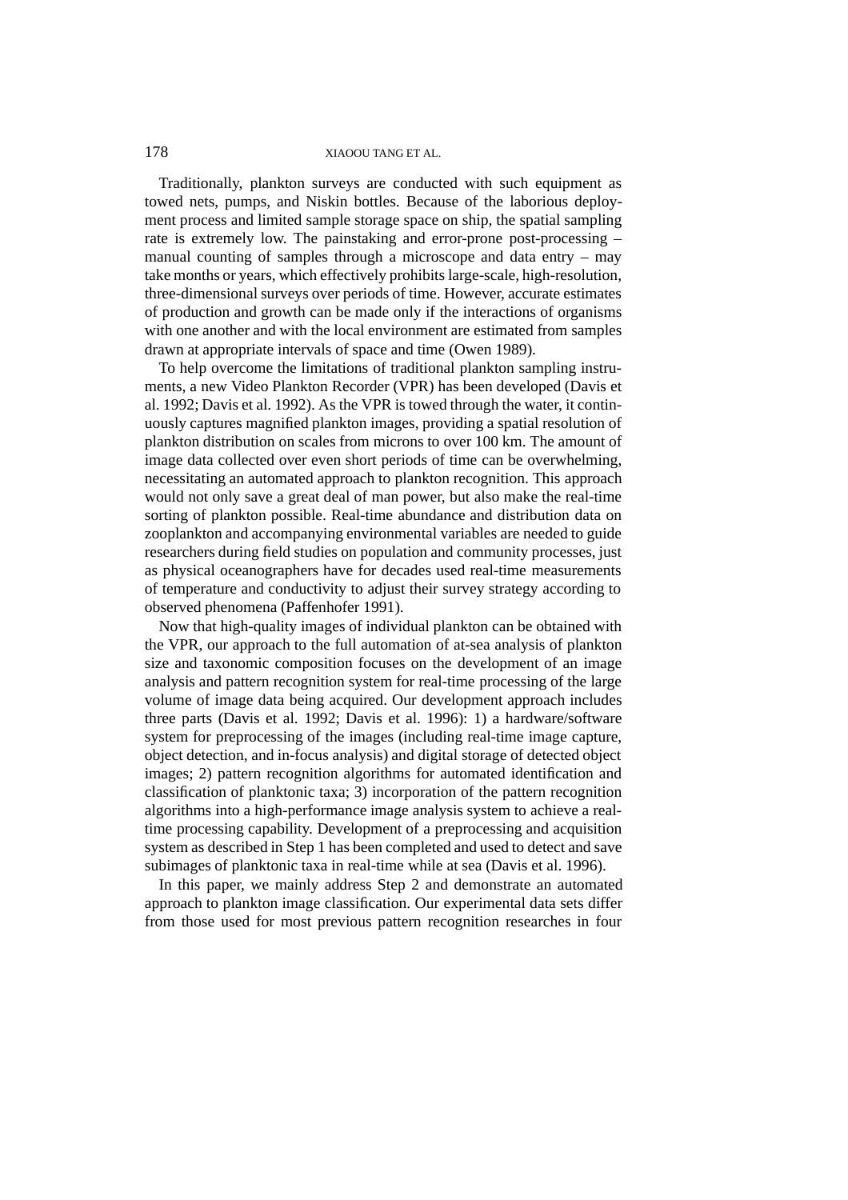Traditionally, plankton surveys are conducted with such equipment as towed nets, pumps, and Niskin bottles. Because of the laborious deployment process and limited sample storage space on ship, the spatial sampling rate is extremely low. The painstaking and error-prone post-processing – manual counting of samples through a microscope and data entry – may take months or years, which effectively prohibits large-scale, high-resolution, three-dimensional surveys over periods of time. However, accurate estimates of production and growth can be made only if the interactions of organisms with one another and with the local environment are estimated from samples drawn at appropriate intervals of space and time (Owen 1989).

To help overcome the limitations of traditional plankton sampling instruments, a new Video Plankton Recorder (VPR) has been developed (Davis et al. 1992; Davis et al. 1992). As the VPR is towed through the water, it continuously captures magnified plankton images, providing a spatial resolution of plankton distribution on scales from microns to over 100 km. The amount of image data collected over even short periods of time can be overwhelming, necessitating an automated approach to plankton recognition. This approach would not only save a great deal of man power, but also make the real-time sorting of plankton possible. Real-time abundance and distribution data on zooplankton and accompanying environmental variables are needed to guide researchers during field studies on population and community processes, just as physical oceanographers have for decades used real-time measurements of temperature and conductivity to adjust their survey strategy according to observed phenomena (Paffenhofer 1991).

Now that high-quality images of individual plankton can be obtained with the VPR, our approach to the full automation of at-sea analysis of plankton size and taxonomic composition focuses on the development of an image analysis and pattern recognition system for real-time processing of the large volume of image data being acquired. Our development approach includes three parts (Davis et al. 1992; Davis et al. 1996): 1) a hardware/software system for preprocessing of the images (including real-time image capture, object detection, and in-focus analysis) and digital storage of detected object images; 2) pattern recognition algorithms for automated identification and classification of planktonic taxa; 3) incorporation of the pattern recognition algorithms into a high-performance image analysis system to achieve a real-time processing capability. Development of a preprocessing and acquisition system as described in Step 1 has been completed and used to detect and save subimages of planktonic taxa in real-time while at sea (Davis et al. 1996).

In this paper, we mainly address Step 2 and demonstrate an automated approach to plankton image classification. Our experimental data sets differ from those used for most previous pattern recognition researches in four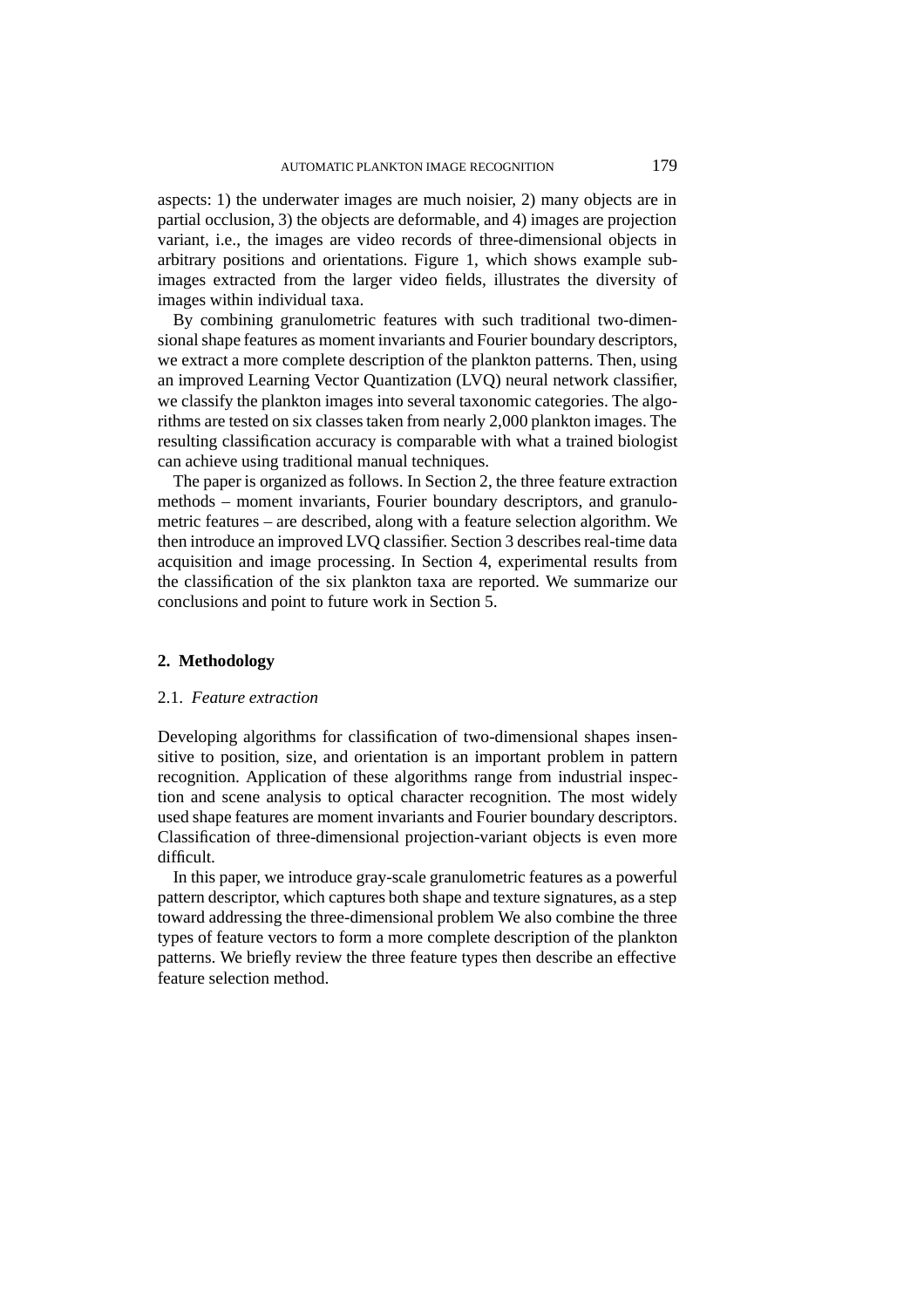aspects: 1) the underwater images are much noisier, 2) many objects are in partial occlusion, 3) the objects are deformable, and 4) images are projection variant, i.e., the images are video records of three-dimensional objects in arbitrary positions and orientations. Figure 1, which shows example sub-images extracted from the larger video fields, illustrates the diversity of images within individual taxa.

By combining granulometric features with such traditional two-dimensional shape features as moment invariants and Fourier boundary descriptors, we extract a more complete description of the plankton patterns. Then, using an improved Learning Vector Quantization (LVQ) neural network classifier, we classify the plankton images into several taxonomic categories. The algorithms are tested on six classes taken from nearly 2,000 plankton images. The resulting classification accuracy is comparable with what a trained biologist can achieve using traditional manual techniques.

The paper is organized as follows. In Section 2, the three feature extraction methods – moment invariants, Fourier boundary descriptors, and granulometric features – are described, along with a feature selection algorithm. We then introduce an improved LVQ classifier. Section 3 describes real-time data acquisition and image processing. In Section 4, experimental results from the classification of the six plankton taxa are reported. We summarize our conclusions and point to future work in Section 5.

## 2. Methodology

### 2.1. *Feature extraction*

Developing algorithms for classification of two-dimensional shapes insensitive to position, size, and orientation is an important problem in pattern recognition. Application of these algorithms range from industrial inspection and scene analysis to optical character recognition. The most widely used shape features are moment invariants and Fourier boundary descriptors. Classification of three-dimensional projection-variant objects is even more difficult.

In this paper, we introduce gray-scale granulometric features as a powerful pattern descriptor, which captures both shape and texture signatures, as a step toward addressing the three-dimensional problem We also combine the three types of feature vectors to form a more complete description of the plankton patterns. We briefly review the three feature types then describe an effective feature selection method.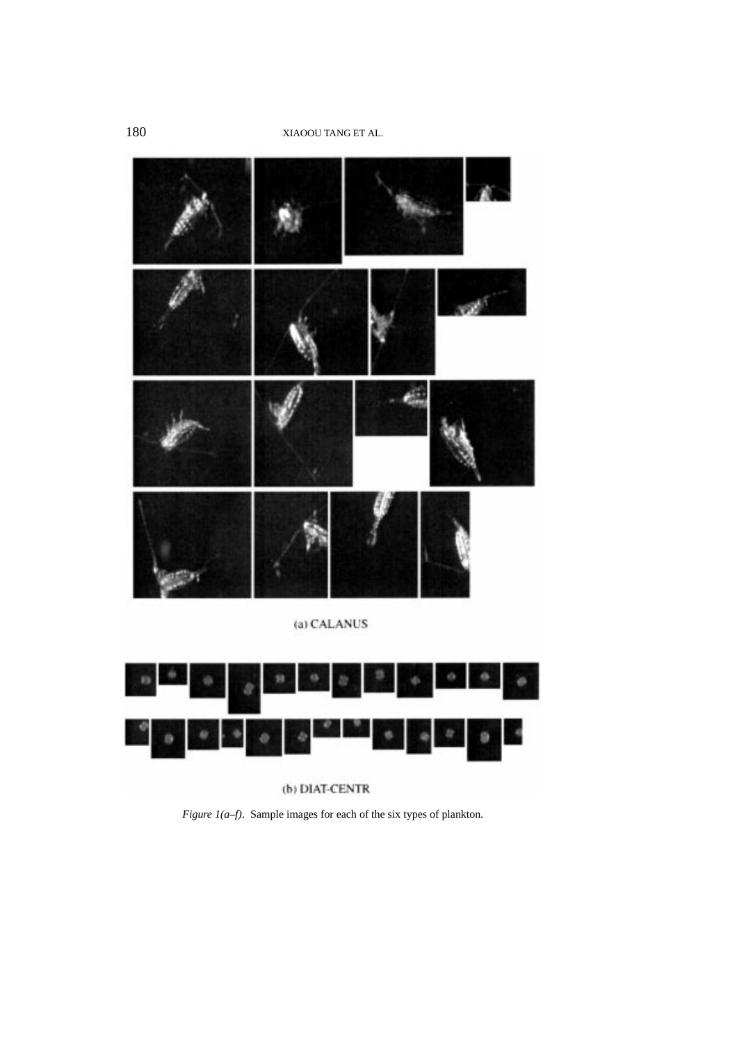(a) CALANUS

(b) DIAT-CENTR

*Figure 1(a–f)*. Sample images for each of the six types of plankton.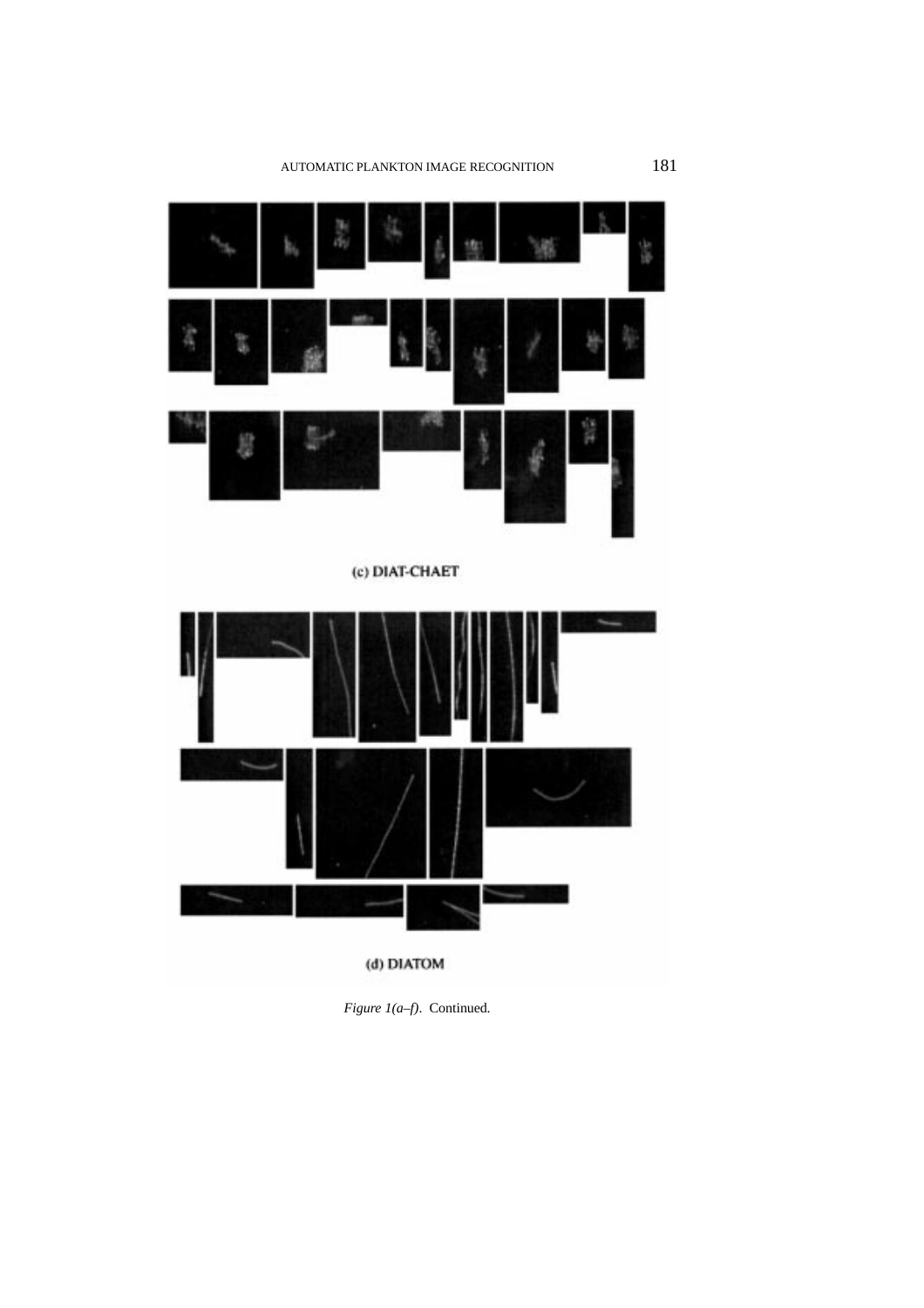(c) DIAT-CHAET

(d) DIATOM

*Figure 1(a–f)*. Continued.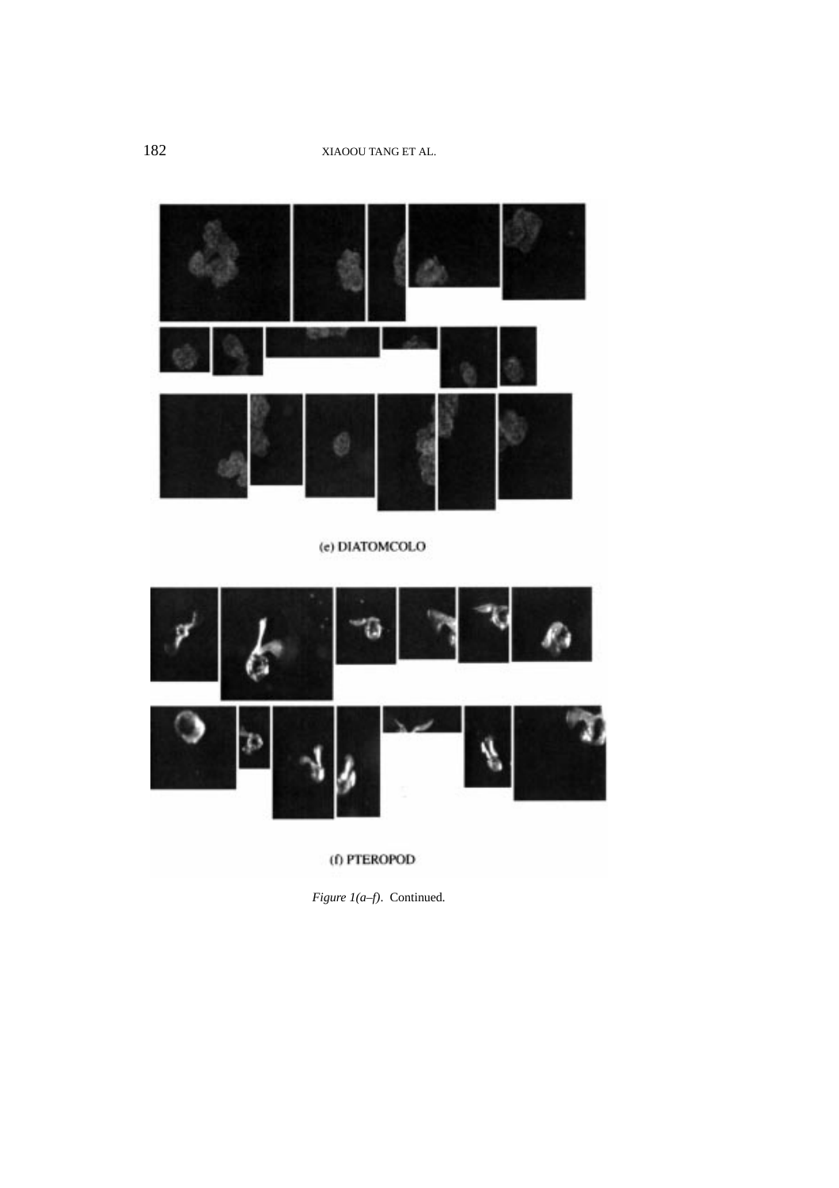(e) DIATOMCOLO

(f) PTEROPOD

*Figure 1(a–f).* Continued.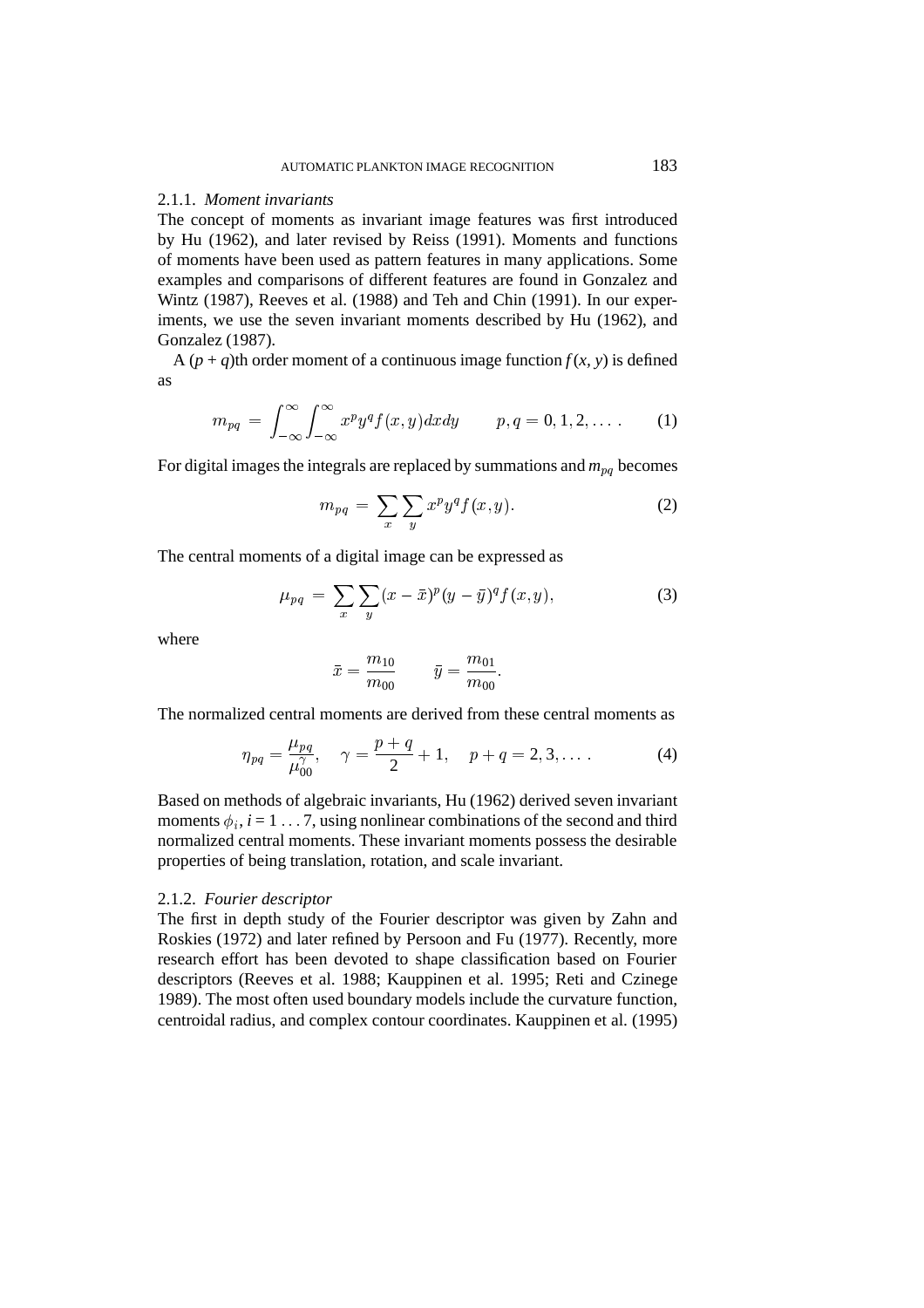#### 2.1.1. *Moment invariants*

The concept of moments as invariant image features was first introduced by Hu (1962), and later revised by Reiss (1991). Moments and functions of moments have been used as pattern features in many applications. Some examples and comparisons of different features are found in Gonzalez and Wintz (1987), Reeves et al. (1988) and Teh and Chin (1991). In our experiments, we use the seven invariant moments described by Hu (1962), and Gonzalez (1987).

A $(p + q)$th order moment of a continuous image function $f(x, y)$ is defined as

$$m_{pq} = \int_{-\infty}^{\infty}\int_{-\infty}^{\infty} x^p y^q f(x,y)dxdy \qquad p,q = 0,1,2,\ldots. \tag{1}$$

For digital images the integrals are replaced by summations and $m_{pq}$ becomes

$$m_{pq} = \sum_x \sum_y x^p y^q f(x,y). \tag{2}$$

The central moments of a digital image can be expressed as

$$\mu_{pq} = \sum_x \sum_y (x-\bar{x})^p (y-\bar{y})^q f(x,y), \tag{3}$$

where

$$\bar{x} = \frac{m_{10}}{m_{00}} \qquad \bar{y} = \frac{m_{01}}{m_{00}}.$$

The normalized central moments are derived from these central moments as

$$\eta_{pq} = \frac{\mu_{pq}}{\mu_{00}^{\gamma}}, \quad \gamma = \frac{p+q}{2} + 1, \quad p + q = 2, 3, \ldots. \tag{4}$$

Based on methods of algebraic invariants, Hu (1962) derived seven invariant moments $\phi_i$, $i = 1 \ldots 7$, using nonlinear combinations of the second and third normalized central moments. These invariant moments possess the desirable properties of being translation, rotation, and scale invariant.

#### 2.1.2. *Fourier descriptor*

The first in depth study of the Fourier descriptor was given by Zahn and Roskies (1972) and later refined by Persoon and Fu (1977). Recently, more research effort has been devoted to shape classification based on Fourier descriptors (Reeves et al. 1988; Kauppinen et al. 1995; Reti and Czinege 1989). The most often used boundary models include the curvature function, centroidal radius, and complex contour coordinates. Kauppinen et al. (1995)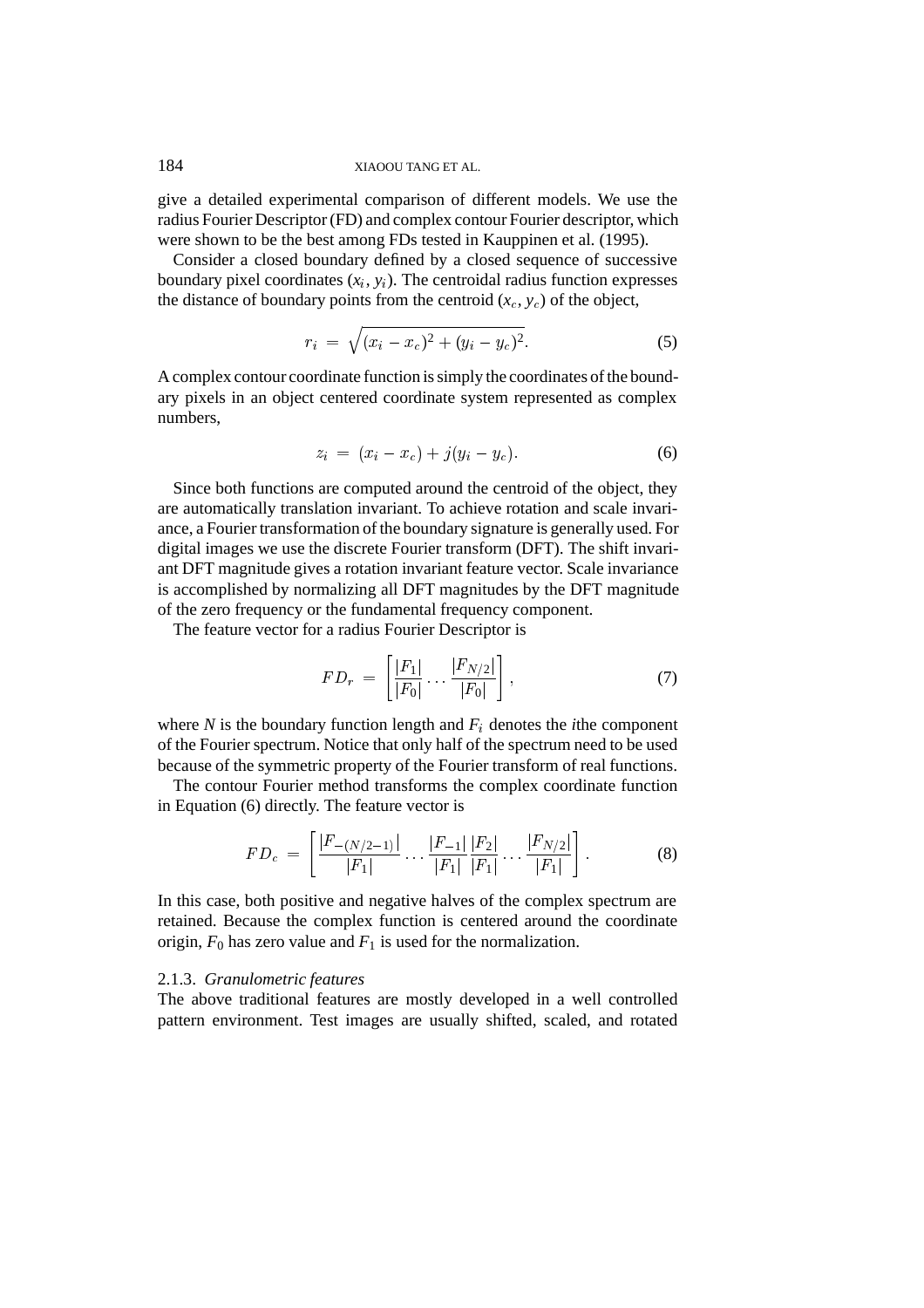give a detailed experimental comparison of different models. We use the radius Fourier Descriptor (FD) and complex contour Fourier descriptor, which were shown to be the best among FDs tested in Kauppinen et al. (1995).

Consider a closed boundary defined by a closed sequence of successive boundary pixel coordinates $(x_i, y_i)$. The centroidal radius function expresses the distance of boundary points from the centroid $(x_c, y_c)$ of the object,

$$r_i = \sqrt{(x_i - x_c)^2 + (y_i - y_c)^2}. \tag{5}$$

A complex contour coordinate function is simply the coordinates of the boundary pixels in an object centered coordinate system represented as complex numbers,

$$z_i = (x_i - x_c) + j(y_i - y_c). \tag{6}$$

Since both functions are computed around the centroid of the object, they are automatically translation invariant. To achieve rotation and scale invariance, a Fourier transformation of the boundary signature is generally used. For digital images we use the discrete Fourier transform (DFT). The shift invariant DFT magnitude gives a rotation invariant feature vector. Scale invariance is accomplished by normalizing all DFT magnitudes by the DFT magnitude of the zero frequency or the fundamental frequency component.

The feature vector for a radius Fourier Descriptor is

$$FD_r = \left[ \frac{|F_1|}{|F_0|} \cdots \frac{|F_{N/2}|}{|F_0|} \right], \tag{7}$$

where $N$ is the boundary function length and $F_i$ denotes the $i$the component of the Fourier spectrum. Notice that only half of the spectrum need to be used because of the symmetric property of the Fourier transform of real functions.

The contour Fourier method transforms the complex coordinate function in Equation (6) directly. The feature vector is

$$FD_c = \left[ \frac{|F_{-(N/2-1)}|}{|F_1|} \cdots \frac{|F_{-1}|}{|F_1|} \frac{|F_2|}{|F_1|} \cdots \frac{|F_{N/2}|}{|F_1|} \right]. \tag{8}$$

In this case, both positive and negative halves of the complex spectrum are retained. Because the complex function is centered around the coordinate origin, $F_0$ has zero value and $F_1$ is used for the normalization.

#### 2.1.3. *Granulometric features*

The above traditional features are mostly developed in a well controlled pattern environment. Test images are usually shifted, scaled, and rotated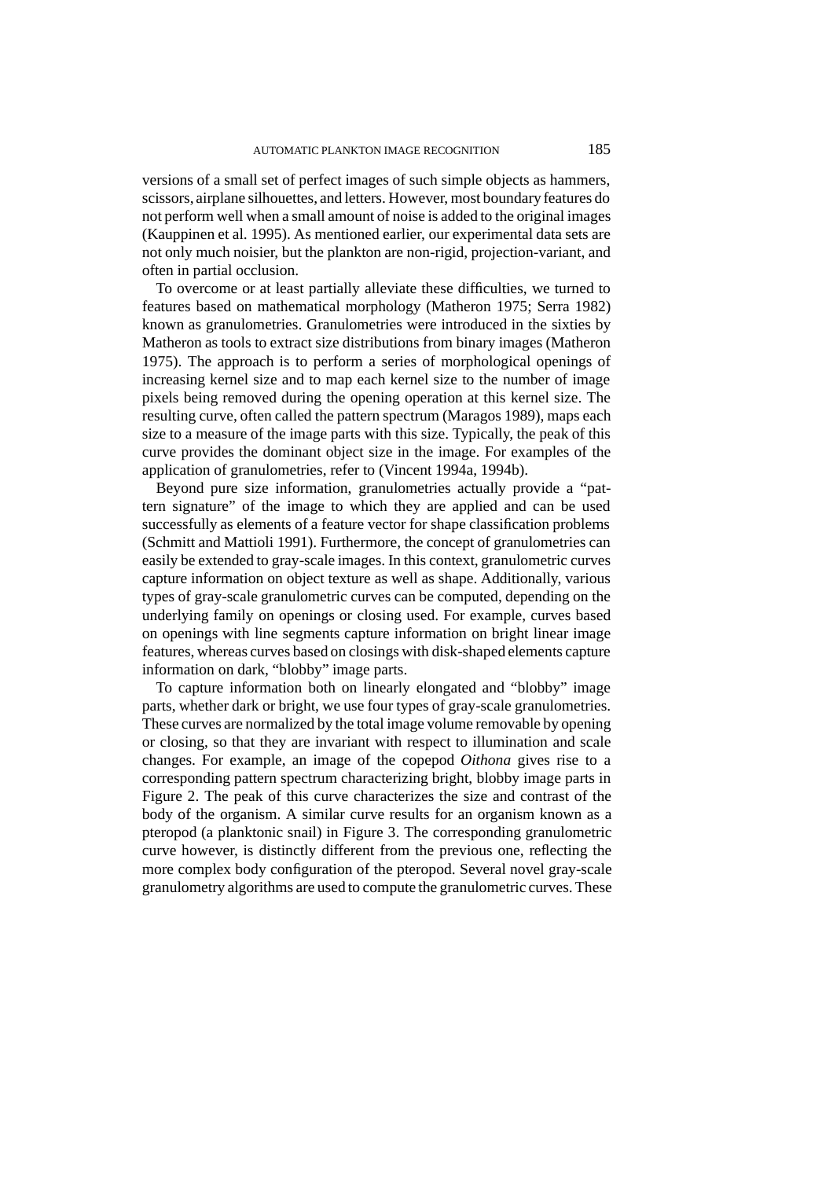versions of a small set of perfect images of such simple objects as hammers, scissors, airplane silhouettes, and letters. However, most boundary features do not perform well when a small amount of noise is added to the original images (Kauppinen et al. 1995). As mentioned earlier, our experimental data sets are not only much noisier, but the plankton are non-rigid, projection-variant, and often in partial occlusion.

To overcome or at least partially alleviate these difficulties, we turned to features based on mathematical morphology (Matheron 1975; Serra 1982) known as granulometries. Granulometries were introduced in the sixties by Matheron as tools to extract size distributions from binary images (Matheron 1975). The approach is to perform a series of morphological openings of increasing kernel size and to map each kernel size to the number of image pixels being removed during the opening operation at this kernel size. The resulting curve, often called the pattern spectrum (Maragos 1989), maps each size to a measure of the image parts with this size. Typically, the peak of this curve provides the dominant object size in the image. For examples of the application of granulometries, refer to (Vincent 1994a, 1994b).

Beyond pure size information, granulometries actually provide a "pattern signature" of the image to which they are applied and can be used successfully as elements of a feature vector for shape classification problems (Schmitt and Mattioli 1991). Furthermore, the concept of granulometries can easily be extended to gray-scale images. In this context, granulometric curves capture information on object texture as well as shape. Additionally, various types of gray-scale granulometric curves can be computed, depending on the underlying family on openings or closing used. For example, curves based on openings with line segments capture information on bright linear image features, whereas curves based on closings with disk-shaped elements capture information on dark, "blobby" image parts.

To capture information both on linearly elongated and "blobby" image parts, whether dark or bright, we use four types of gray-scale granulometries. These curves are normalized by the total image volume removable by opening or closing, so that they are invariant with respect to illumination and scale changes. For example, an image of the copepod *Oithona* gives rise to a corresponding pattern spectrum characterizing bright, blobby image parts in Figure 2. The peak of this curve characterizes the size and contrast of the body of the organism. A similar curve results for an organism known as a pteropod (a planktonic snail) in Figure 3. The corresponding granulometric curve however, is distinctly different from the previous one, reflecting the more complex body configuration of the pteropod. Several novel gray-scale granulometry algorithms are used to compute the granulometric curves. These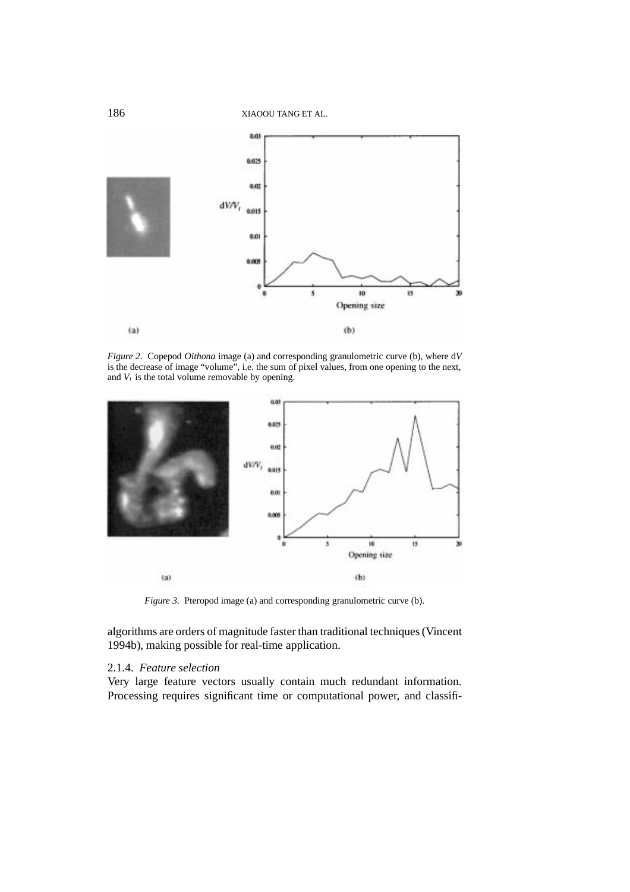*Figure 2*. Copepod *Oithona* image (a) and corresponding granulometric curve (b), where d$V$ is the decrease of image "volume", i.e. the sum of pixel values, from one opening to the next, and $V_t$ is the total volume removable by opening.

*Figure 3*. Pteropod image (a) and corresponding granulometric curve (b).

algorithms are orders of magnitude faster than traditional techniques (Vincent 1994b), making possible for real-time application.

### 2.1.4. *Feature selection*

Very large feature vectors usually contain much redundant information. Processing requires significant time or computational power, and classifi-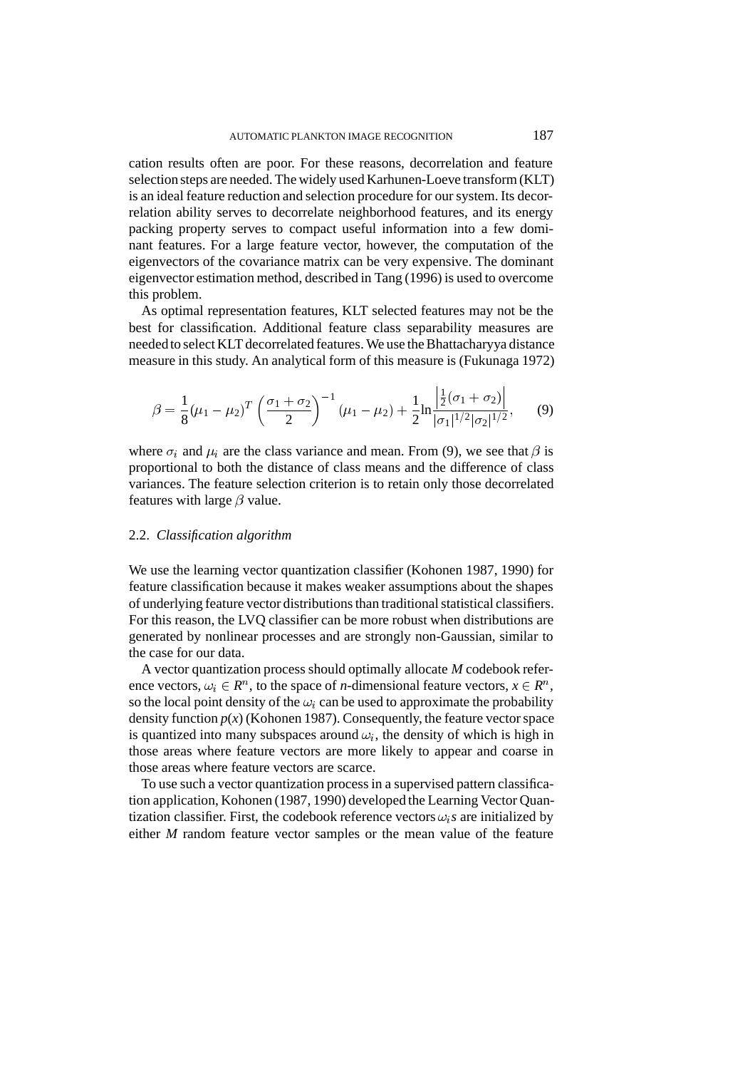cation results often are poor. For these reasons, decorrelation and feature selection steps are needed. The widely used Karhunen-Loeve transform (KLT) is an ideal feature reduction and selection procedure for our system. Its decorrelation ability serves to decorrelate neighborhood features, and its energy packing property serves to compact useful information into a few dominant features. For a large feature vector, however, the computation of the eigenvectors of the covariance matrix can be very expensive. The dominant eigenvector estimation method, described in Tang (1996) is used to overcome this problem.

As optimal representation features, KLT selected features may not be the best for classification. Additional feature class separability measures are needed to select KLT decorrelated features. We use the Bhattacharyya distance measure in this study. An analytical form of this measure is (Fukunaga 1972)

$$\beta = \frac{1}{8}(\mu_1 - \mu_2)^T \left(\frac{\sigma_1 + \sigma_2}{2}\right)^{-1} (\mu_1 - \mu_2) + \frac{1}{2}\ln\frac{\left|\frac{1}{2}(\sigma_1 + \sigma_2)\right|}{|\sigma_1|^{1/2}|\sigma_2|^{1/2}}, \quad (9)$$

where $\sigma_i$ and $\mu_i$ are the class variance and mean. From (9), we see that $\beta$ is proportional to both the distance of class means and the difference of class variances. The feature selection criterion is to retain only those decorrelated features with large $\beta$ value.

### 2.2. *Classification algorithm*

We use the learning vector quantization classifier (Kohonen 1987, 1990) for feature classification because it makes weaker assumptions about the shapes of underlying feature vector distributions than traditional statistical classifiers. For this reason, the LVQ classifier can be more robust when distributions are generated by nonlinear processes and are strongly non-Gaussian, similar to the case for our data.

A vector quantization process should optimally allocate *M* codebook reference vectors, $\omega_i \in R^n$, to the space of *n*-dimensional feature vectors, $x \in R^n$, so the local point density of the $\omega_i$ can be used to approximate the probability density function $p(x)$ (Kohonen 1987). Consequently, the feature vector space is quantized into many subspaces around $\omega_i$, the density of which is high in those areas where feature vectors are more likely to appear and coarse in those areas where feature vectors are scarce.

To use such a vector quantization process in a supervised pattern classification application, Kohonen (1987, 1990) developed the Learning Vector Quantization classifier. First, the codebook reference vectors $\omega_i s$ are initialized by either *M* random feature vector samples or the mean value of the feature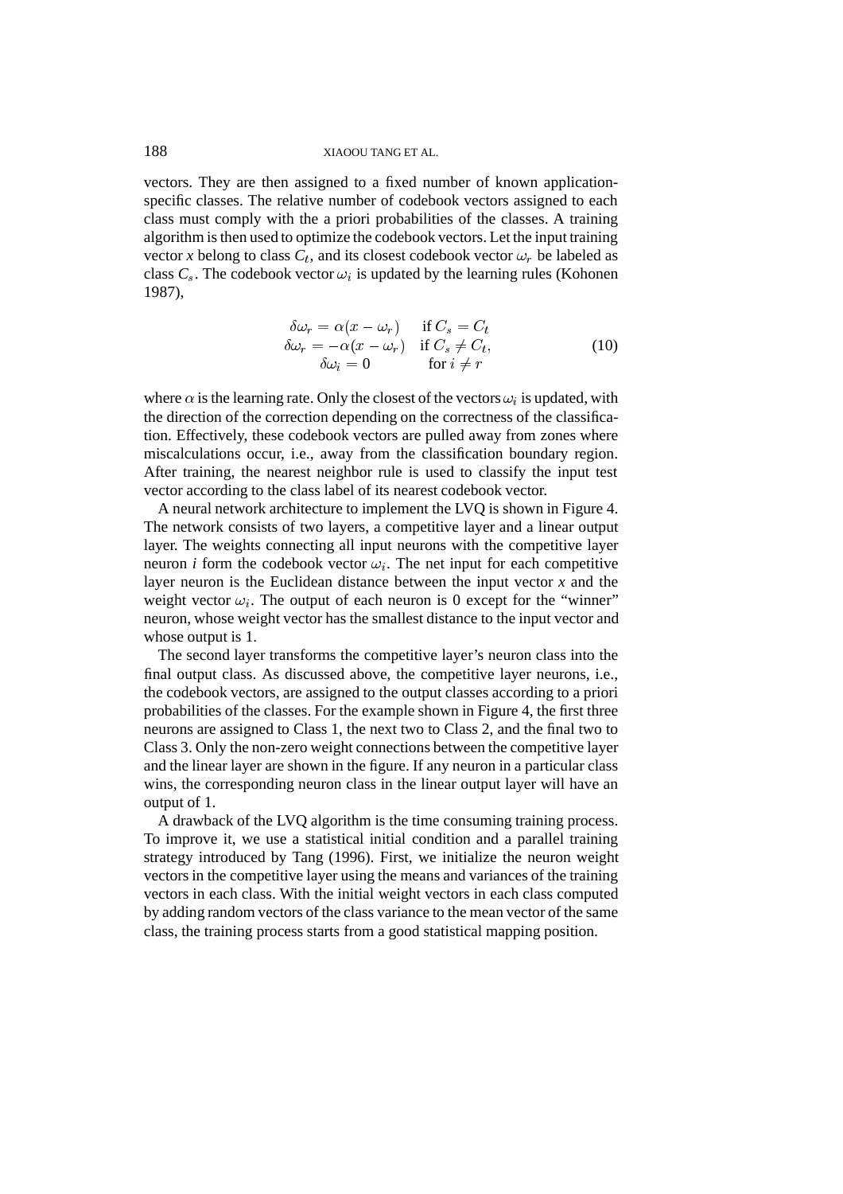vectors. They are then assigned to a fixed number of known application-specific classes. The relative number of codebook vectors assigned to each class must comply with the a priori probabilities of the classes. A training algorithm is then used to optimize the codebook vectors. Let the input training vector $x$ belong to class $C_t$, and its closest codebook vector $\omega_r$ be labeled as class $C_s$. The codebook vector $\omega_i$ is updated by the learning rules (Kohonen 1987),

$$
\begin{array}{ll}
\delta\omega_r = \alpha(x - \omega_r) & \text{if } C_s = C_t \\
\delta\omega_r = -\alpha(x - \omega_r) & \text{if } C_s \neq C_t, \\
\delta\omega_i = 0 & \text{for } i \neq r
\end{array}
\tag{10}
$$

where $\alpha$ is the learning rate. Only the closest of the vectors $\omega_i$ is updated, with the direction of the correction depending on the correctness of the classification. Effectively, these codebook vectors are pulled away from zones where miscalculations occur, i.e., away from the classification boundary region. After training, the nearest neighbor rule is used to classify the input test vector according to the class label of its nearest codebook vector.

A neural network architecture to implement the LVQ is shown in Figure 4. The network consists of two layers, a competitive layer and a linear output layer. The weights connecting all input neurons with the competitive layer neuron $i$ form the codebook vector $\omega_i$. The net input for each competitive layer neuron is the Euclidean distance between the input vector $x$ and the weight vector $\omega_i$. The output of each neuron is 0 except for the "winner" neuron, whose weight vector has the smallest distance to the input vector and whose output is 1.

The second layer transforms the competitive layer's neuron class into the final output class. As discussed above, the competitive layer neurons, i.e., the codebook vectors, are assigned to the output classes according to a priori probabilities of the classes. For the example shown in Figure 4, the first three neurons are assigned to Class 1, the next two to Class 2, and the final two to Class 3. Only the non-zero weight connections between the competitive layer and the linear layer are shown in the figure. If any neuron in a particular class wins, the corresponding neuron class in the linear output layer will have an output of 1.

A drawback of the LVQ algorithm is the time consuming training process. To improve it, we use a statistical initial condition and a parallel training strategy introduced by Tang (1996). First, we initialize the neuron weight vectors in the competitive layer using the means and variances of the training vectors in each class. With the initial weight vectors in each class computed by adding random vectors of the class variance to the mean vector of the same class, the training process starts from a good statistical mapping position.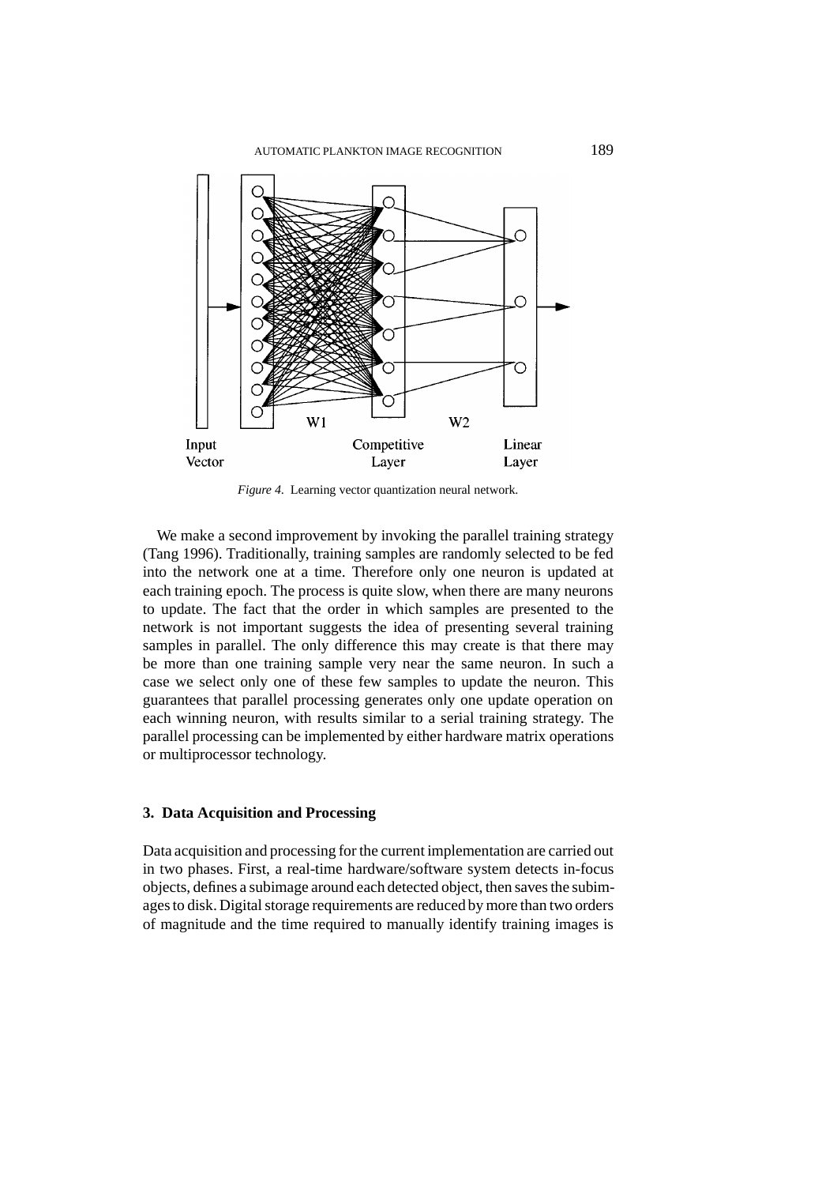*Figure 4.* Learning vector quantization neural network.

We make a second improvement by invoking the parallel training strategy (Tang 1996). Traditionally, training samples are randomly selected to be fed into the network one at a time. Therefore only one neuron is updated at each training epoch. The process is quite slow, when there are many neurons to update. The fact that the order in which samples are presented to the network is not important suggests the idea of presenting several training samples in parallel. The only difference this may create is that there may be more than one training sample very near the same neuron. In such a case we select only one of these few samples to update the neuron. This guarantees that parallel processing generates only one update operation on each winning neuron, with results similar to a serial training strategy. The parallel processing can be implemented by either hardware matrix operations or multiprocessor technology.

## 3. Data Acquisition and Processing

Data acquisition and processing for the current implementation are carried out in two phases. First, a real-time hardware/software system detects in-focus objects, defines a subimage around each detected object, then saves the subimages to disk. Digital storage requirements are reduced by more than two orders of magnitude and the time required to manually identify training images is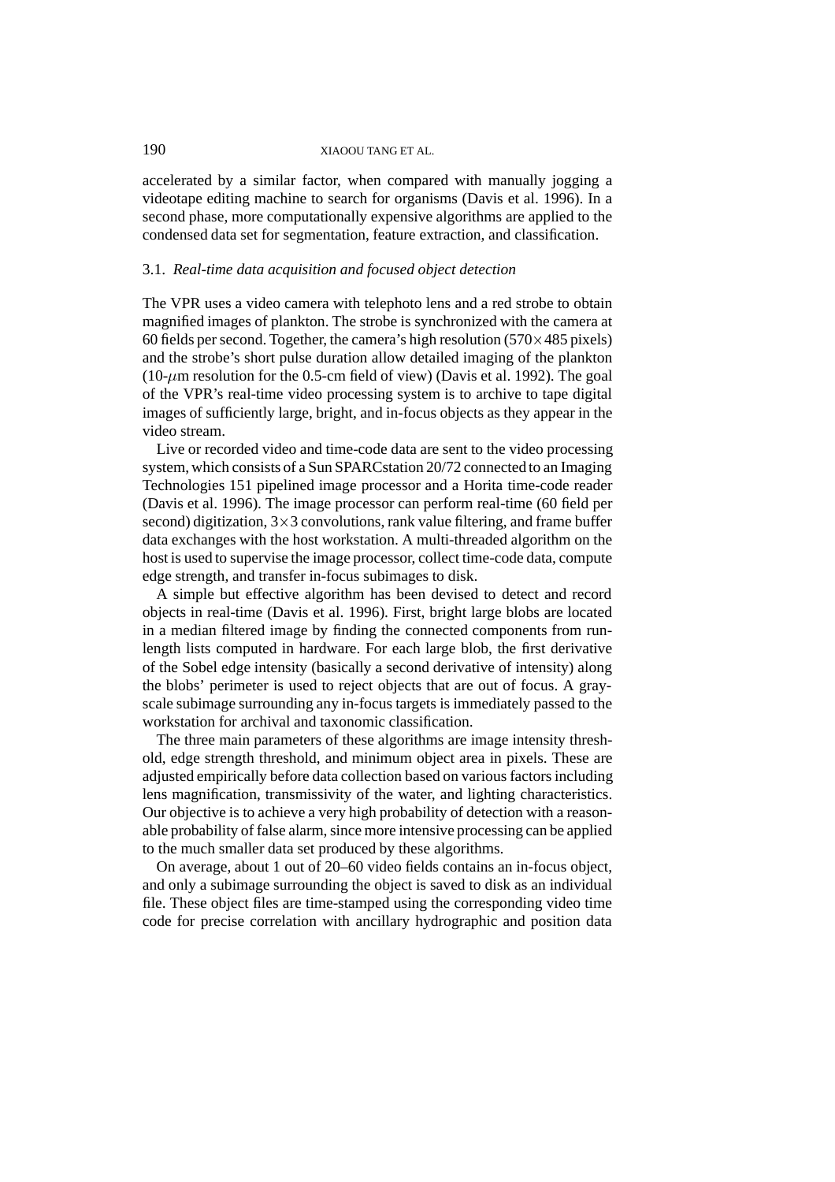accelerated by a similar factor, when compared with manually jogging a videotape editing machine to search for organisms (Davis et al. 1996). In a second phase, more computationally expensive algorithms are applied to the condensed data set for segmentation, feature extraction, and classification.

### 3.1. *Real-time data acquisition and focused object detection*

The VPR uses a video camera with telephoto lens and a red strobe to obtain magnified images of plankton. The strobe is synchronized with the camera at 60 fields per second. Together, the camera's high resolution ($570\times485$ pixels) and the strobe's short pulse duration allow detailed imaging of the plankton (10-$\mu$m resolution for the 0.5-cm field of view) (Davis et al. 1992). The goal of the VPR's real-time video processing system is to archive to tape digital images of sufficiently large, bright, and in-focus objects as they appear in the video stream.

Live or recorded video and time-code data are sent to the video processing system, which consists of a Sun SPARCstation 20/72 connected to an Imaging Technologies 151 pipelined image processor and a Horita time-code reader (Davis et al. 1996). The image processor can perform real-time (60 field per second) digitization, $3\times3$ convolutions, rank value filtering, and frame buffer data exchanges with the host workstation. A multi-threaded algorithm on the host is used to supervise the image processor, collect time-code data, compute edge strength, and transfer in-focus subimages to disk.

A simple but effective algorithm has been devised to detect and record objects in real-time (Davis et al. 1996). First, bright large blobs are located in a median filtered image by finding the connected components from run-length lists computed in hardware. For each large blob, the first derivative of the Sobel edge intensity (basically a second derivative of intensity) along the blobs' perimeter is used to reject objects that are out of focus. A gray-scale subimage surrounding any in-focus targets is immediately passed to the workstation for archival and taxonomic classification.

The three main parameters of these algorithms are image intensity threshold, edge strength threshold, and minimum object area in pixels. These are adjusted empirically before data collection based on various factors including lens magnification, transmissivity of the water, and lighting characteristics. Our objective is to achieve a very high probability of detection with a reasonable probability of false alarm, since more intensive processing can be applied to the much smaller data set produced by these algorithms.

On average, about 1 out of 20–60 video fields contains an in-focus object, and only a subimage surrounding the object is saved to disk as an individual file. These object files are time-stamped using the corresponding video time code for precise correlation with ancillary hydrographic and position data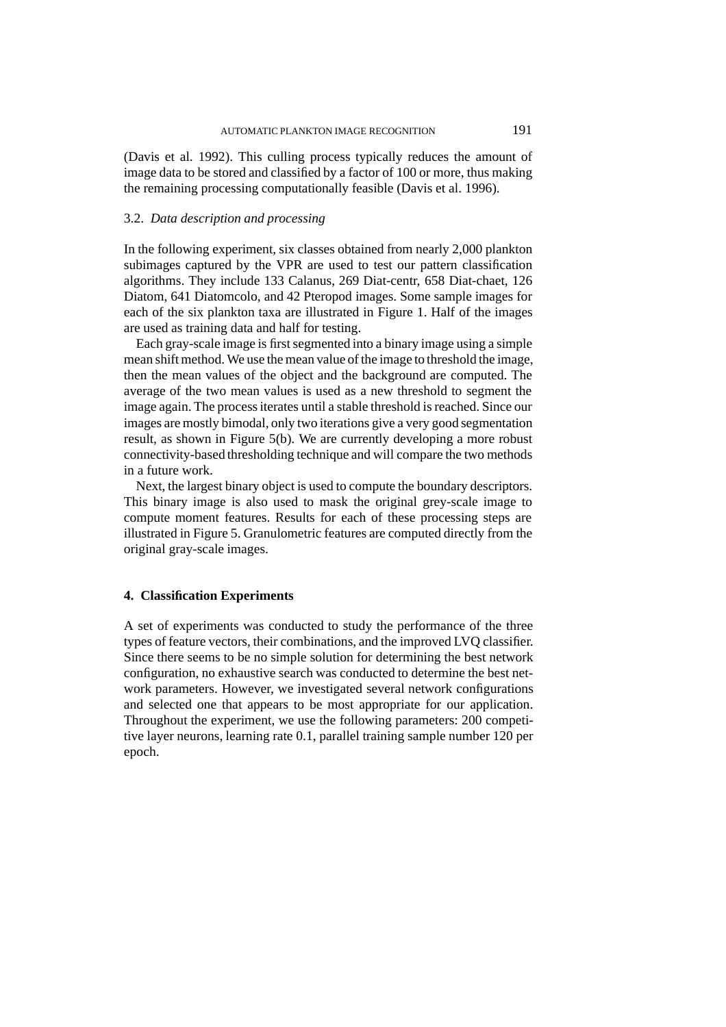(Davis et al. 1992). This culling process typically reduces the amount of image data to be stored and classified by a factor of 100 or more, thus making the remaining processing computationally feasible (Davis et al. 1996).

### 3.2. *Data description and processing*

In the following experiment, six classes obtained from nearly 2,000 plankton subimages captured by the VPR are used to test our pattern classification algorithms. They include 133 Calanus, 269 Diat-centr, 658 Diat-chaet, 126 Diatom, 641 Diatomcolo, and 42 Pteropod images. Some sample images for each of the six plankton taxa are illustrated in Figure 1. Half of the images are used as training data and half for testing.

Each gray-scale image is first segmented into a binary image using a simple mean shift method. We use the mean value of the image to threshold the image, then the mean values of the object and the background are computed. The average of the two mean values is used as a new threshold to segment the image again. The process iterates until a stable threshold is reached. Since our images are mostly bimodal, only two iterations give a very good segmentation result, as shown in Figure 5(b). We are currently developing a more robust connectivity-based thresholding technique and will compare the two methods in a future work.

Next, the largest binary object is used to compute the boundary descriptors. This binary image is also used to mask the original grey-scale image to compute moment features. Results for each of these processing steps are illustrated in Figure 5. Granulometric features are computed directly from the original gray-scale images.

## 4. Classification Experiments

A set of experiments was conducted to study the performance of the three types of feature vectors, their combinations, and the improved LVQ classifier. Since there seems to be no simple solution for determining the best network configuration, no exhaustive search was conducted to determine the best network parameters. However, we investigated several network configurations and selected one that appears to be most appropriate for our application. Throughout the experiment, we use the following parameters: 200 competitive layer neurons, learning rate 0.1, parallel training sample number 120 per epoch.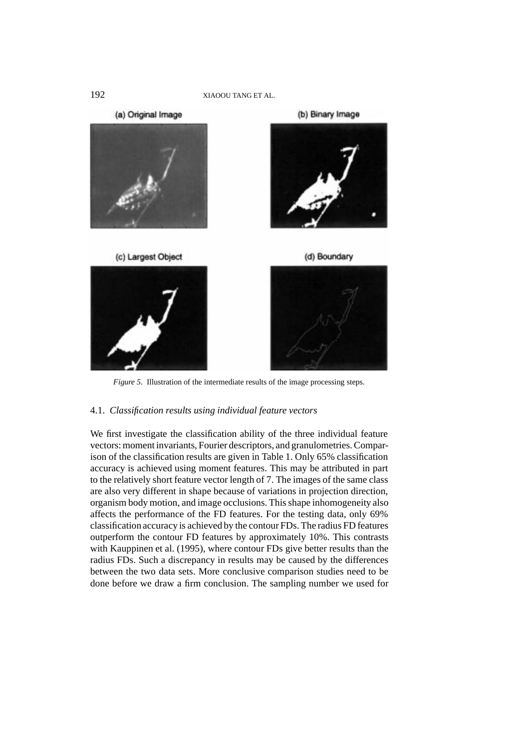*Figure 5.* Illustration of the intermediate results of the image processing steps.

### 4.1. *Classification results using individual feature vectors*

We first investigate the classification ability of the three individual feature vectors: moment invariants, Fourier descriptors, and granulometries. Comparison of the classification results are given in Table 1. Only 65% classification accuracy is achieved using moment features. This may be attributed in part to the relatively short feature vector length of 7. The images of the same class are also very different in shape because of variations in projection direction, organism body motion, and image occlusions. This shape inhomogeneity also affects the performance of the FD features. For the testing data, only 69% classification accuracy is achieved by the contour FDs. The radius FD features outperform the contour FD features by approximately 10%. This contrasts with Kauppinen et al. (1995), where contour FDs give better results than the radius FDs. Such a discrepancy in results may be caused by the differences between the two data sets. More conclusive comparison studies need to be done before we draw a firm conclusion. The sampling number we used for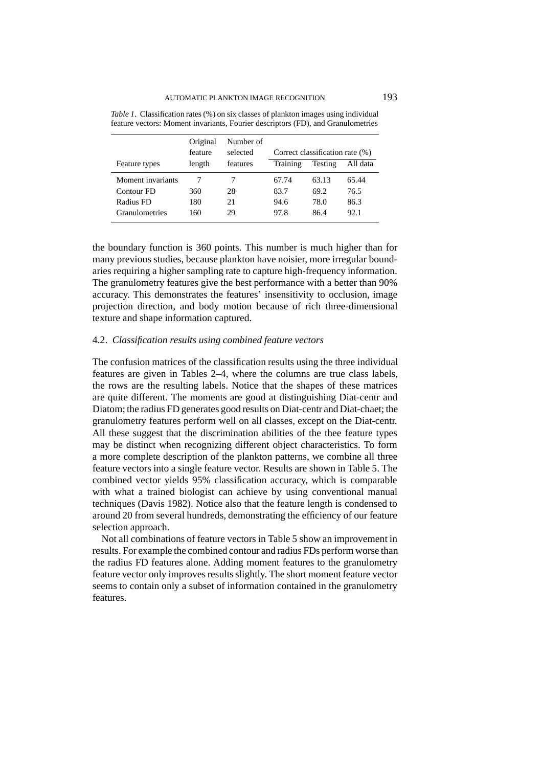*Table 1*. Classification rates (%) on six classes of plankton images using individual feature vectors: Moment invariants, Fourier descriptors (FD), and Granulometries

| Feature types | Original feature length | Number of selected features | Correct classification rate (%) | | |
|---|---|---|---|---|---|
| | | | Training | Testing | All data |
| Moment invariants | 7 | 7 | 67.74 | 63.13 | 65.44 |
| Contour FD | 360 | 28 | 83.7 | 69.2 | 76.5 |
| Radius FD | 180 | 21 | 94.6 | 78.0 | 86.3 |
| Granulometries | 160 | 29 | 97.8 | 86.4 | 92.1 |

the boundary function is 360 points. This number is much higher than for many previous studies, because plankton have noisier, more irregular boundaries requiring a higher sampling rate to capture high-frequency information. The granulometry features give the best performance with a better than 90% accuracy. This demonstrates the features' insensitivity to occlusion, image projection direction, and body motion because of rich three-dimensional texture and shape information captured.

### 4.2. *Classification results using combined feature vectors*

The confusion matrices of the classification results using the three individual features are given in Tables 2–4, where the columns are true class labels, the rows are the resulting labels. Notice that the shapes of these matrices are quite different. The moments are good at distinguishing Diat-centr and Diatom; the radius FD generates good results on Diat-centr and Diat-chaet; the granulometry features perform well on all classes, except on the Diat-centr. All these suggest that the discrimination abilities of the thee feature types may be distinct when recognizing different object characteristics. To form a more complete description of the plankton patterns, we combine all three feature vectors into a single feature vector. Results are shown in Table 5. The combined vector yields 95% classification accuracy, which is comparable with what a trained biologist can achieve by using conventional manual techniques (Davis 1982). Notice also that the feature length is condensed to around 20 from several hundreds, demonstrating the efficiency of our feature selection approach.

Not all combinations of feature vectors in Table 5 show an improvement in results. For example the combined contour and radius FDs perform worse than the radius FD features alone. Adding moment features to the granulometry feature vector only improves results slightly. The short moment feature vector seems to contain only a subset of information contained in the granulometry features.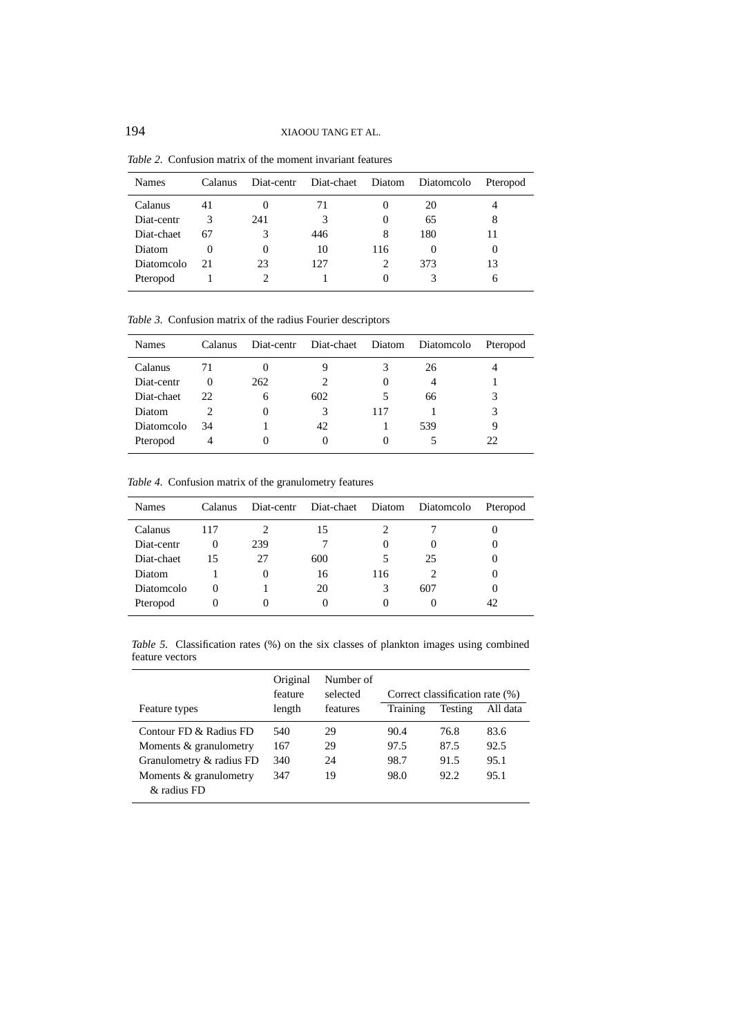*Table 2.* Confusion matrix of the moment invariant features

| Names | Calanus | Diat-centr | Diat-chaet | Diatom | Diatomcolo | Pteropod |
|---|---|---|---|---|---|---|
| Calanus | 41 | 0 | 71 | 0 | 20 | 4 |
| Diat-centr | 3 | 241 | 3 | 0 | 65 | 8 |
| Diat-chaet | 67 | 3 | 446 | 8 | 180 | 11 |
| Diatom | 0 | 0 | 10 | 116 | 0 | 0 |
| Diatomcolo | 21 | 23 | 127 | 2 | 373 | 13 |
| Pteropod | 1 | 2 | 1 | 0 | 3 | 6 |

*Table 3.* Confusion matrix of the radius Fourier descriptors

| Names | Calanus | Diat-centr | Diat-chaet | Diatom | Diatomcolo | Pteropod |
|---|---|---|---|---|---|---|
| Calanus | 71 | 0 | 9 | 3 | 26 | 4 |
| Diat-centr | 0 | 262 | 2 | 0 | 4 | 1 |
| Diat-chaet | 22 | 6 | 602 | 5 | 66 | 3 |
| Diatom | 2 | 0 | 3 | 117 | 1 | 3 |
| Diatomcolo | 34 | 1 | 42 | 1 | 539 | 9 |
| Pteropod | 4 | 0 | 0 | 0 | 5 | 22 |

*Table 4.* Confusion matrix of the granulometry features

| Names | Calanus | Diat-centr | Diat-chaet | Diatom | Diatomcolo | Pteropod |
|---|---|---|---|---|---|---|
| Calanus | 117 | 2 | 15 | 2 | 7 | 0 |
| Diat-centr | 0 | 239 | 7 | 0 | 0 | 0 |
| Diat-chaet | 15 | 27 | 600 | 5 | 25 | 0 |
| Diatom | 1 | 0 | 16 | 116 | 2 | 0 |
| Diatomcolo | 0 | 1 | 20 | 3 | 607 | 0 |
| Pteropod | 0 | 0 | 0 | 0 | 0 | 42 |

*Table 5.* Classification rates (%) on the six classes of plankton images using combined feature vectors

| Feature types | Original feature length | Number of selected features | Correct classification rate (%) | | |
|---|---|---|---|---|---|
| | | | Training | Testing | All data |
| Contour FD & Radius FD | 540 | 29 | 90.4 | 76.8 | 83.6 |
| Moments & granulometry | 167 | 29 | 97.5 | 87.5 | 92.5 |
| Granulometry & radius FD | 340 | 24 | 98.7 | 91.5 | 95.1 |
| Moments & granulometry & radius FD | 347 | 19 | 98.0 | 92.2 | 95.1 |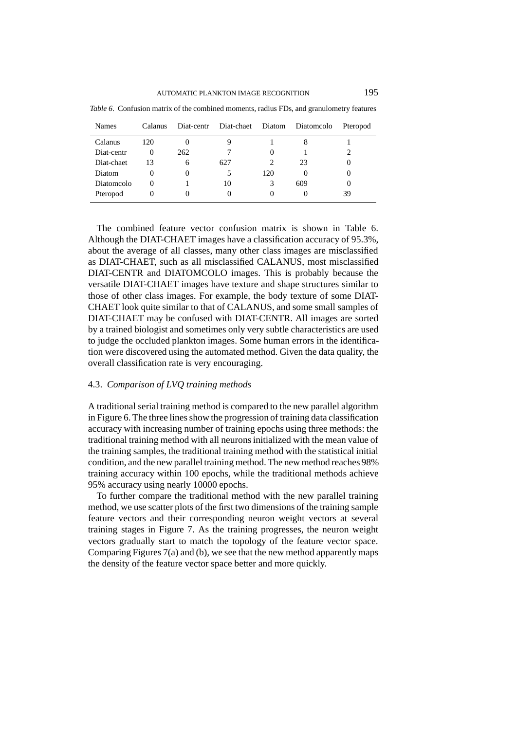*Table 6*. Confusion matrix of the combined moments, radius FDs, and granulometry features

| Names | Calanus | Diat-centr | Diat-chaet | Diatom | Diatomcolo | Pteropod |
|---|---|---|---|---|---|---|
| Calanus | 120 | 0 | 9 | 1 | 8 | 1 |
| Diat-centr | 0 | 262 | 7 | 0 | 1 | 2 |
| Diat-chaet | 13 | 6 | 627 | 2 | 23 | 0 |
| Diatom | 0 | 0 | 5 | 120 | 0 | 0 |
| Diatomcolo | 0 | 1 | 10 | 3 | 609 | 0 |
| Pteropod | 0 | 0 | 0 | 0 | 0 | 39 |

The combined feature vector confusion matrix is shown in Table 6. Although the DIAT-CHAET images have a classification accuracy of 95.3%, about the average of all classes, many other class images are misclassified as DIAT-CHAET, such as all misclassified CALANUS, most misclassified DIAT-CENTR and DIATOMCOLO images. This is probably because the versatile DIAT-CHAET images have texture and shape structures similar to those of other class images. For example, the body texture of some DIAT-CHAET look quite similar to that of CALANUS, and some small samples of DIAT-CHAET may be confused with DIAT-CENTR. All images are sorted by a trained biologist and sometimes only very subtle characteristics are used to judge the occluded plankton images. Some human errors in the identification were discovered using the automated method. Given the data quality, the overall classification rate is very encouraging.

### 4.3. *Comparison of LVQ training methods*

A traditional serial training method is compared to the new parallel algorithm in Figure 6. The three lines show the progression of training data classification accuracy with increasing number of training epochs using three methods: the traditional training method with all neurons initialized with the mean value of the training samples, the traditional training method with the statistical initial condition, and the new parallel training method. The new method reaches 98% training accuracy within 100 epochs, while the traditional methods achieve 95% accuracy using nearly 10000 epochs.

To further compare the traditional method with the new parallel training method, we use scatter plots of the first two dimensions of the training sample feature vectors and their corresponding neuron weight vectors at several training stages in Figure 7. As the training progresses, the neuron weight vectors gradually start to match the topology of the feature vector space. Comparing Figures 7(a) and (b), we see that the new method apparently maps the density of the feature vector space better and more quickly.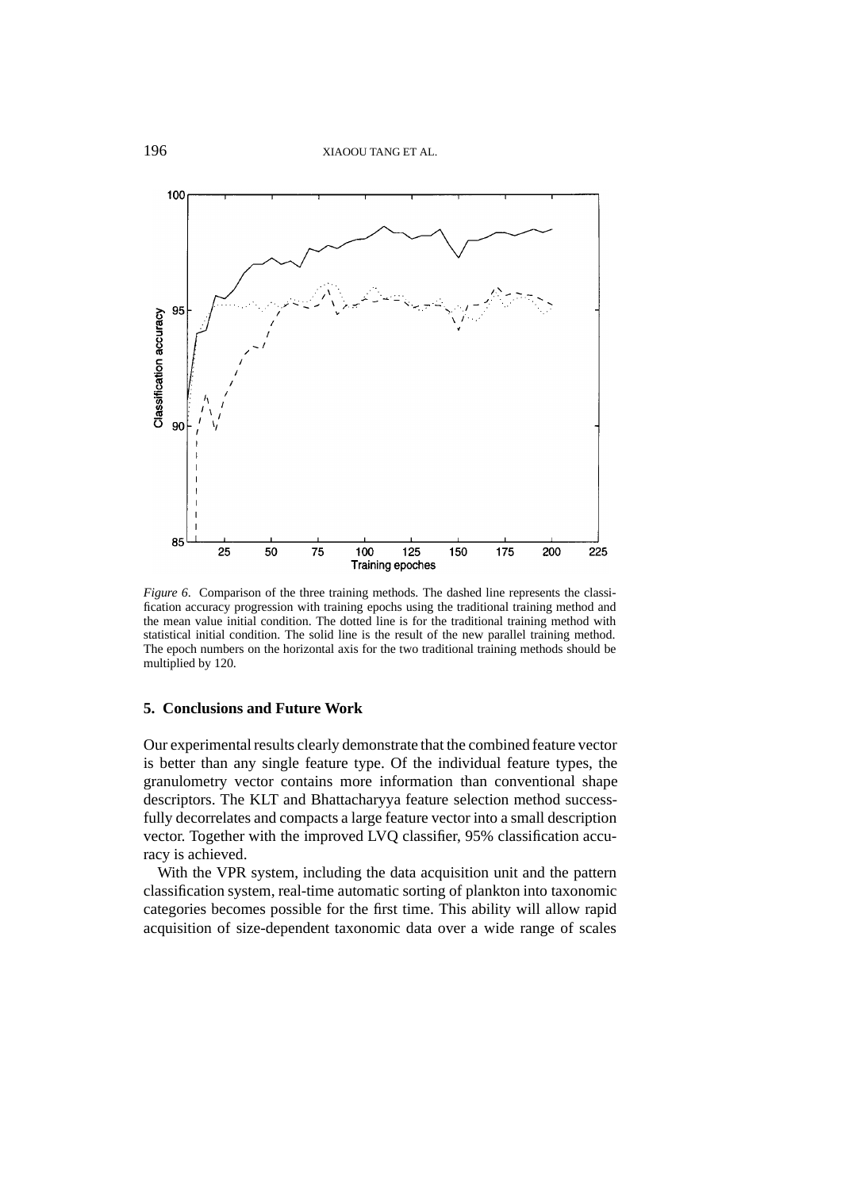*Figure 6*. Comparison of the three training methods. The dashed line represents the classification accuracy progression with training epochs using the traditional training method and the mean value initial condition. The dotted line is for the traditional training method with statistical initial condition. The solid line is the result of the new parallel training method. The epoch numbers on the horizontal axis for the two traditional training methods should be multiplied by 120.

## 5. Conclusions and Future Work

Our experimental results clearly demonstrate that the combined feature vector is better than any single feature type. Of the individual feature types, the granulometry vector contains more information than conventional shape descriptors. The KLT and Bhattacharyya feature selection method successfully decorrelates and compacts a large feature vector into a small description vector. Together with the improved LVQ classifier, 95% classification accuracy is achieved.

With the VPR system, including the data acquisition unit and the pattern classification system, real-time automatic sorting of plankton into taxonomic categories becomes possible for the first time. This ability will allow rapid acquisition of size-dependent taxonomic data over a wide range of scales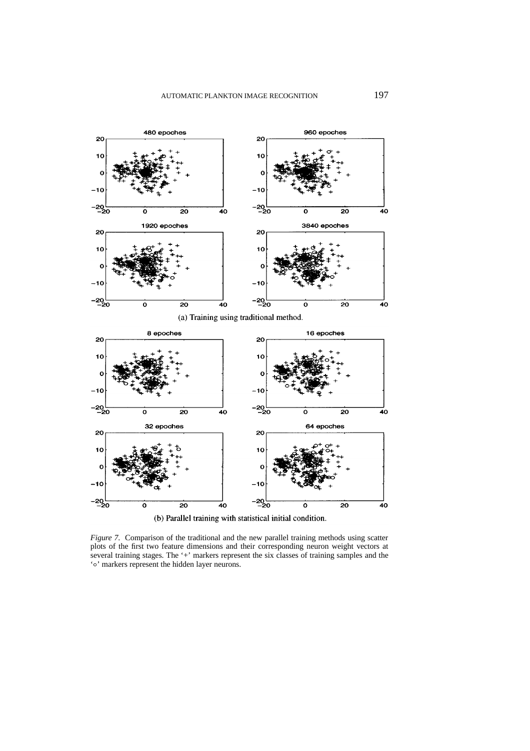(a) Training using traditional method.

(b) Parallel training with statistical initial condition.

*Figure 7.* Comparison of the traditional and the new parallel training methods using scatter plots of the first two feature dimensions and their corresponding neuron weight vectors at several training stages. The '+' markers represent the six classes of training samples and the '∘' markers represent the hidden layer neurons.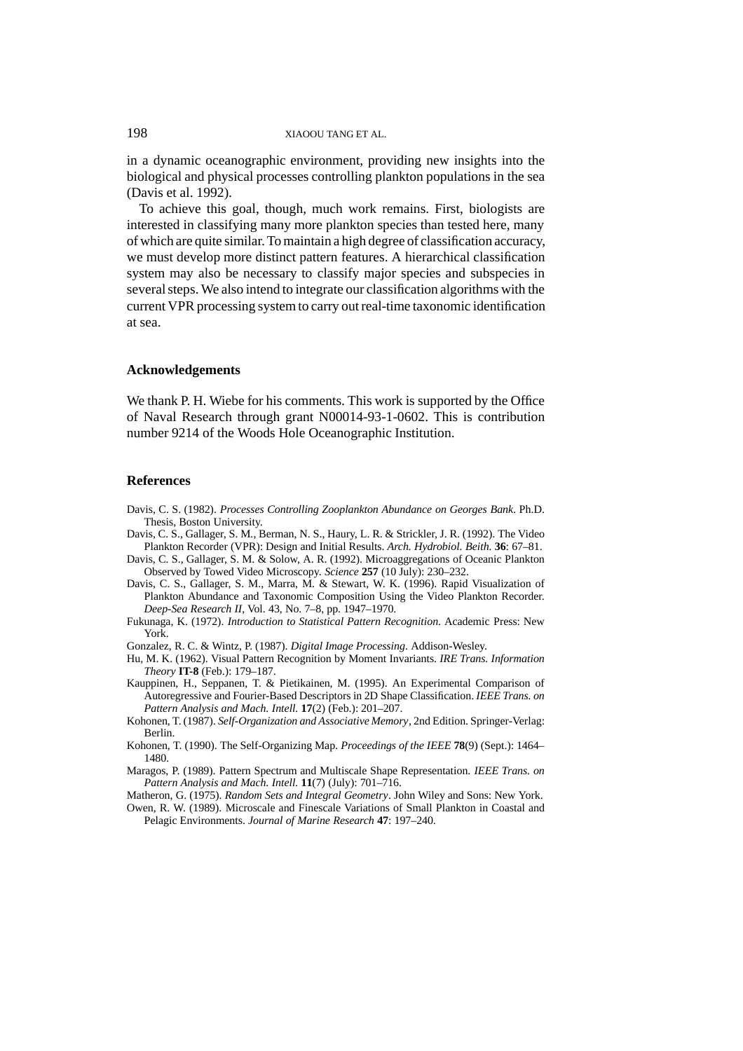in a dynamic oceanographic environment, providing new insights into the biological and physical processes controlling plankton populations in the sea (Davis et al. 1992).

To achieve this goal, though, much work remains. First, biologists are interested in classifying many more plankton species than tested here, many of which are quite similar. To maintain a high degree of classification accuracy, we must develop more distinct pattern features. A hierarchical classification system may also be necessary to classify major species and subspecies in several steps. We also intend to integrate our classification algorithms with the current VPR processing system to carry out real-time taxonomic identification at sea.

## Acknowledgements

We thank P. H. Wiebe for his comments. This work is supported by the Office of Naval Research through grant N00014-93-1-0602. This is contribution number 9214 of the Woods Hole Oceanographic Institution.

## References

Davis, C. S. (1982). *Processes Controlling Zooplankton Abundance on Georges Bank*. Ph.D. Thesis, Boston University.

Davis, C. S., Gallager, S. M., Berman, N. S., Haury, L. R. & Strickler, J. R. (1992). The Video Plankton Recorder (VPR): Design and Initial Results. *Arch. Hydrobiol. Beith.* **36**: 67–81.

Davis, C. S., Gallager, S. M. & Solow, A. R. (1992). Microaggregations of Oceanic Plankton Observed by Towed Video Microscopy. *Science* **257** (10 July): 230–232.

Davis, C. S., Gallager, S. M., Marra, M. & Stewart, W. K. (1996). Rapid Visualization of Plankton Abundance and Taxonomic Composition Using the Video Plankton Recorder. *Deep-Sea Research II*, Vol. 43, No. 7–8, pp. 1947–1970.

Fukunaga, K. (1972). *Introduction to Statistical Pattern Recognition*. Academic Press: New York.

Gonzalez, R. C. & Wintz, P. (1987). *Digital Image Processing*. Addison-Wesley.

Hu, M. K. (1962). Visual Pattern Recognition by Moment Invariants. *IRE Trans. Information Theory* **IT-8** (Feb.): 179–187.

Kauppinen, H., Seppanen, T. & Pietikainen, M. (1995). An Experimental Comparison of Autoregressive and Fourier-Based Descriptors in 2D Shape Classification. *IEEE Trans. on Pattern Analysis and Mach. Intell.* **17**(2) (Feb.): 201–207.

Kohonen, T. (1987). *Self-Organization and Associative Memory*, 2nd Edition. Springer-Verlag: Berlin.

Kohonen, T. (1990). The Self-Organizing Map. *Proceedings of the IEEE* **78**(9) (Sept.): 1464–1480.

Maragos, P. (1989). Pattern Spectrum and Multiscale Shape Representation. *IEEE Trans. on Pattern Analysis and Mach. Intell.* **11**(7) (July): 701–716.

Matheron, G. (1975). *Random Sets and Integral Geometry*. John Wiley and Sons: New York.

Owen, R. W. (1989). Microscale and Finescale Variations of Small Plankton in Coastal and Pelagic Environments. *Journal of Marine Research* **47**: 197–240.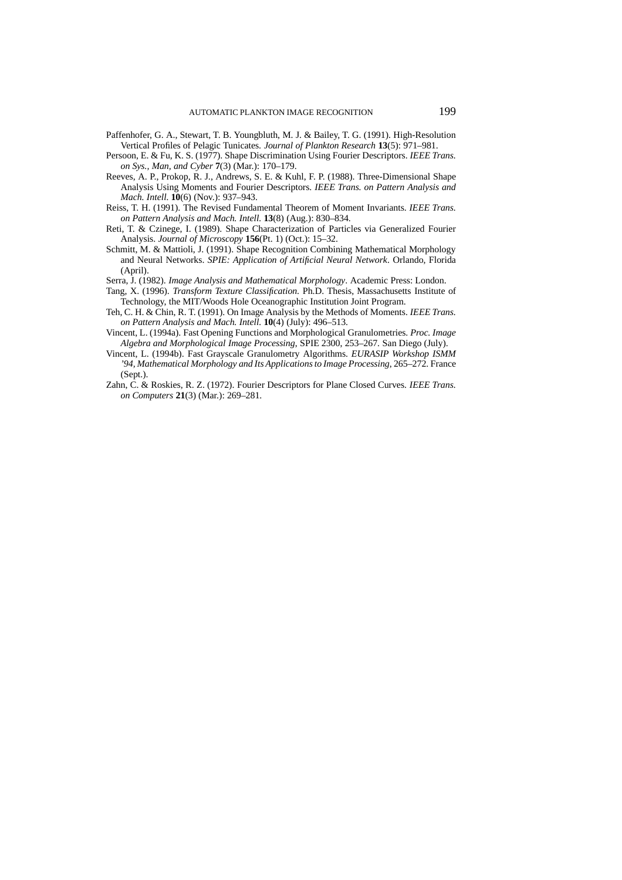Paffenhofer, G. A., Stewart, T. B. Youngbluth, M. J. & Bailey, T. G. (1991). High-Resolution Vertical Profiles of Pelagic Tunicates. *Journal of Plankton Research* **13**(5): 971–981.

Persoon, E. & Fu, K. S. (1977). Shape Discrimination Using Fourier Descriptors. *IEEE Trans. on Sys., Man, and Cyber* **7**(3) (Mar.): 170–179.

Reeves, A. P., Prokop, R. J., Andrews, S. E. & Kuhl, F. P. (1988). Three-Dimensional Shape Analysis Using Moments and Fourier Descriptors. *IEEE Trans. on Pattern Analysis and Mach. Intell.* **10**(6) (Nov.): 937–943.

Reiss, T. H. (1991). The Revised Fundamental Theorem of Moment Invariants. *IEEE Trans. on Pattern Analysis and Mach. Intell.* **13**(8) (Aug.): 830–834.

Reti, T. & Czinege, I. (1989). Shape Characterization of Particles via Generalized Fourier Analysis. *Journal of Microscopy* **156**(Pt. 1) (Oct.): 15–32.

Schmitt, M. & Mattioli, J. (1991). Shape Recognition Combining Mathematical Morphology and Neural Networks. *SPIE: Application of Artificial Neural Network*. Orlando, Florida (April).

Serra, J. (1982). *Image Analysis and Mathematical Morphology*. Academic Press: London.

Tang, X. (1996). *Transform Texture Classification.* Ph.D. Thesis, Massachusetts Institute of Technology, the MIT/Woods Hole Oceanographic Institution Joint Program.

Teh, C. H. & Chin, R. T. (1991). On Image Analysis by the Methods of Moments. *IEEE Trans. on Pattern Analysis and Mach. Intell.* **10**(4) (July): 496–513.

Vincent, L. (1994a). Fast Opening Functions and Morphological Granulometries. *Proc. Image Algebra and Morphological Image Processing*, SPIE 2300, 253–267. San Diego (July).

Vincent, L. (1994b). Fast Grayscale Granulometry Algorithms. *EURASIP Workshop ISMM '94, Mathematical Morphology and Its Applications to Image Processing*, 265–272. France (Sept.).

Zahn, C. & Roskies, R. Z. (1972). Fourier Descriptors for Plane Closed Curves. *IEEE Trans. on Computers* **21**(3) (Mar.): 269–281.